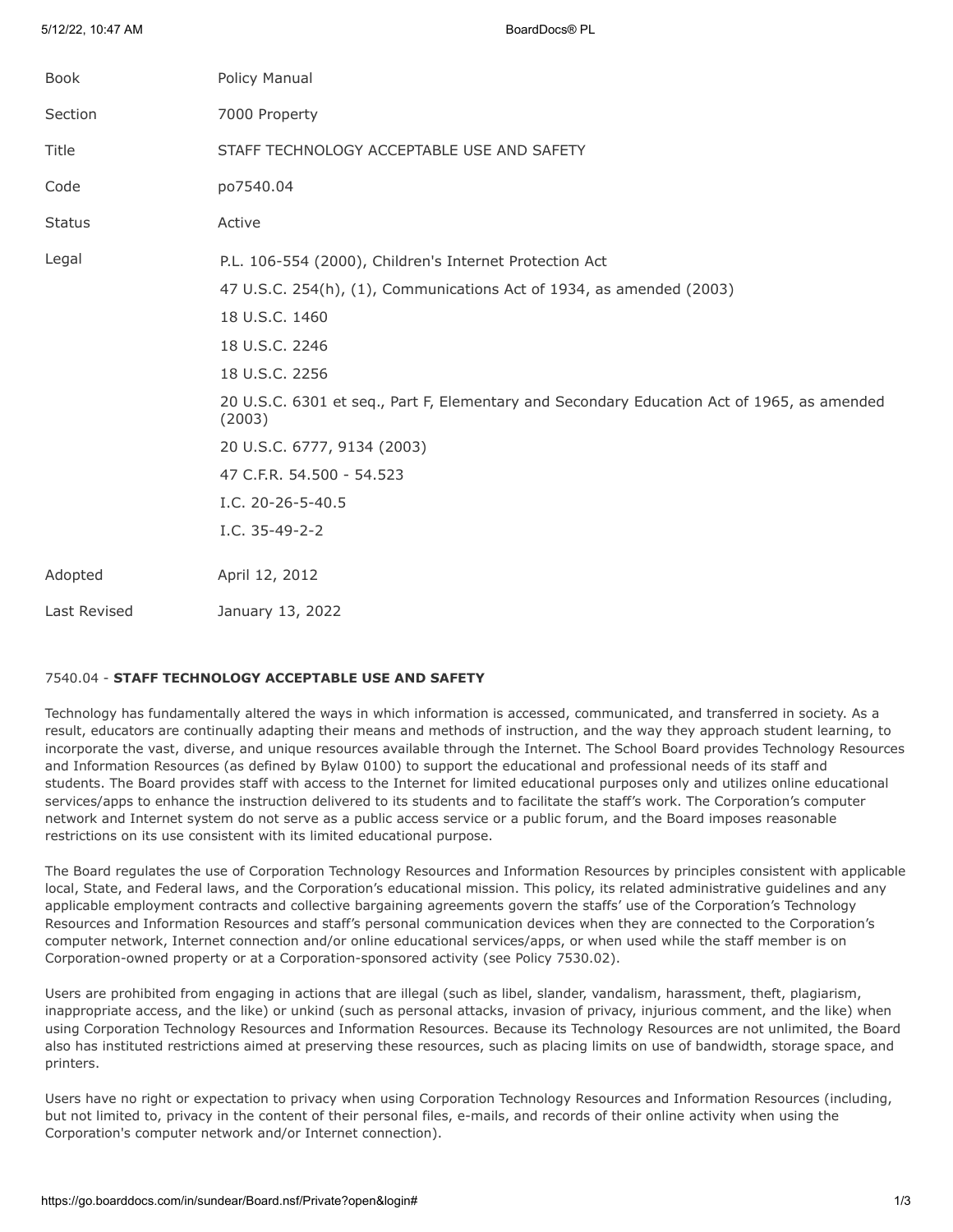| | |
|---|---|
| Book | Policy Manual |
| Section | 7000 Property |
| Title | STAFF TECHNOLOGY ACCEPTABLE USE AND SAFETY |
| Code | po7540.04 |
| Status | Active |
| Legal | P.L. 106-554 (2000), Children's Internet Protection Act<br>47 U.S.C. 254(h), (1), Communications Act of 1934, as amended (2003)<br>18 U.S.C. 1460<br>18 U.S.C. 2246<br>18 U.S.C. 2256<br>20 U.S.C. 6301 et seq., Part F, Elementary and Secondary Education Act of 1965, as amended (2003)<br>20 U.S.C. 6777, 9134 (2003)<br>47 C.F.R. 54.500 - 54.523<br>I.C. 20-26-5-40.5<br>I.C. 35-49-2-2 |
| Adopted | April 12, 2012 |
| Last Revised | January 13, 2022 |

7540.04 - **STAFF TECHNOLOGY ACCEPTABLE USE AND SAFETY**

Technology has fundamentally altered the ways in which information is accessed, communicated, and transferred in society. As a result, educators are continually adapting their means and methods of instruction, and the way they approach student learning, to incorporate the vast, diverse, and unique resources available through the Internet. The School Board provides Technology Resources and Information Resources (as defined by Bylaw 0100) to support the educational and professional needs of its staff and students. The Board provides staff with access to the Internet for limited educational purposes only and utilizes online educational services/apps to enhance the instruction delivered to its students and to facilitate the staff's work. The Corporation's computer network and Internet system do not serve as a public access service or a public forum, and the Board imposes reasonable restrictions on its use consistent with its limited educational purpose.

The Board regulates the use of Corporation Technology Resources and Information Resources by principles consistent with applicable local, State, and Federal laws, and the Corporation's educational mission. This policy, its related administrative guidelines and any applicable employment contracts and collective bargaining agreements govern the staffs' use of the Corporation's Technology Resources and Information Resources and staff's personal communication devices when they are connected to the Corporation's computer network, Internet connection and/or online educational services/apps, or when used while the staff member is on Corporation-owned property or at a Corporation-sponsored activity (see Policy 7530.02).

Users are prohibited from engaging in actions that are illegal (such as libel, slander, vandalism, harassment, theft, plagiarism, inappropriate access, and the like) or unkind (such as personal attacks, invasion of privacy, injurious comment, and the like) when using Corporation Technology Resources and Information Resources. Because its Technology Resources are not unlimited, the Board also has instituted restrictions aimed at preserving these resources, such as placing limits on use of bandwidth, storage space, and printers.

Users have no right or expectation to privacy when using Corporation Technology Resources and Information Resources (including, but not limited to, privacy in the content of their personal files, e-mails, and records of their online activity when using the Corporation's computer network and/or Internet connection).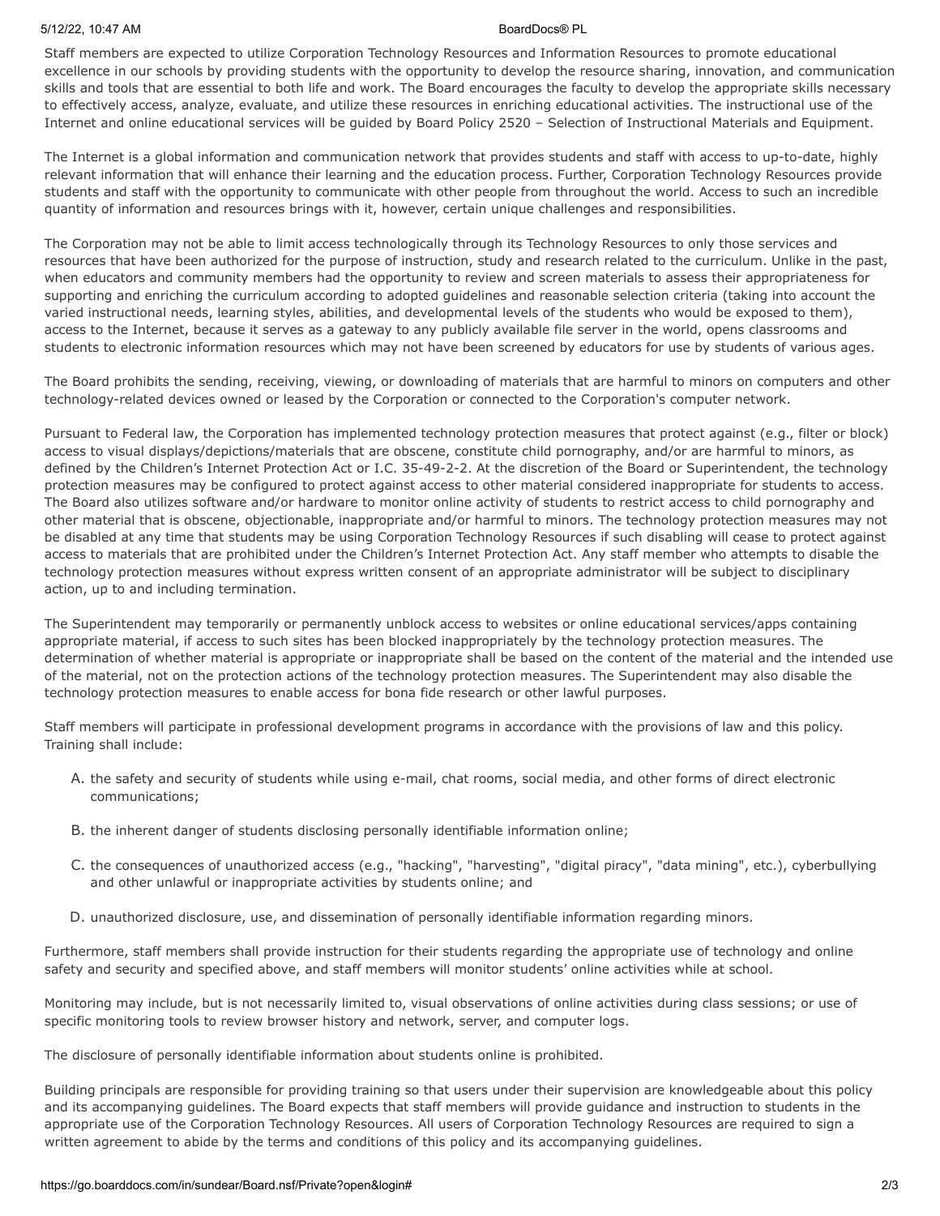Staff members are expected to utilize Corporation Technology Resources and Information Resources to promote educational excellence in our schools by providing students with the opportunity to develop the resource sharing, innovation, and communication skills and tools that are essential to both life and work. The Board encourages the faculty to develop the appropriate skills necessary to effectively access, analyze, evaluate, and utilize these resources in enriching educational activities. The instructional use of the Internet and online educational services will be guided by Board Policy 2520 – Selection of Instructional Materials and Equipment.

The Internet is a global information and communication network that provides students and staff with access to up-to-date, highly relevant information that will enhance their learning and the education process. Further, Corporation Technology Resources provide students and staff with the opportunity to communicate with other people from throughout the world. Access to such an incredible quantity of information and resources brings with it, however, certain unique challenges and responsibilities.

The Corporation may not be able to limit access technologically through its Technology Resources to only those services and resources that have been authorized for the purpose of instruction, study and research related to the curriculum. Unlike in the past, when educators and community members had the opportunity to review and screen materials to assess their appropriateness for supporting and enriching the curriculum according to adopted guidelines and reasonable selection criteria (taking into account the varied instructional needs, learning styles, abilities, and developmental levels of the students who would be exposed to them), access to the Internet, because it serves as a gateway to any publicly available file server in the world, opens classrooms and students to electronic information resources which may not have been screened by educators for use by students of various ages.

The Board prohibits the sending, receiving, viewing, or downloading of materials that are harmful to minors on computers and other technology-related devices owned or leased by the Corporation or connected to the Corporation's computer network.

Pursuant to Federal law, the Corporation has implemented technology protection measures that protect against (e.g., filter or block) access to visual displays/depictions/materials that are obscene, constitute child pornography, and/or are harmful to minors, as defined by the Children's Internet Protection Act or I.C. 35-49-2-2. At the discretion of the Board or Superintendent, the technology protection measures may be configured to protect against access to other material considered inappropriate for students to access. The Board also utilizes software and/or hardware to monitor online activity of students to restrict access to child pornography and other material that is obscene, objectionable, inappropriate and/or harmful to minors. The technology protection measures may not be disabled at any time that students may be using Corporation Technology Resources if such disabling will cease to protect against access to materials that are prohibited under the Children's Internet Protection Act. Any staff member who attempts to disable the technology protection measures without express written consent of an appropriate administrator will be subject to disciplinary action, up to and including termination.

The Superintendent may temporarily or permanently unblock access to websites or online educational services/apps containing appropriate material, if access to such sites has been blocked inappropriately by the technology protection measures. The determination of whether material is appropriate or inappropriate shall be based on the content of the material and the intended use of the material, not on the protection actions of the technology protection measures. The Superintendent may also disable the technology protection measures to enable access for bona fide research or other lawful purposes.

Staff members will participate in professional development programs in accordance with the provisions of law and this policy. Training shall include:

A. the safety and security of students while using e-mail, chat rooms, social media, and other forms of direct electronic communications;

B. the inherent danger of students disclosing personally identifiable information online;

C. the consequences of unauthorized access (e.g., "hacking", "harvesting", "digital piracy", "data mining", etc.), cyberbullying and other unlawful or inappropriate activities by students online; and

D. unauthorized disclosure, use, and dissemination of personally identifiable information regarding minors.

Furthermore, staff members shall provide instruction for their students regarding the appropriate use of technology and online safety and security and specified above, and staff members will monitor students' online activities while at school.

Monitoring may include, but is not necessarily limited to, visual observations of online activities during class sessions; or use of specific monitoring tools to review browser history and network, server, and computer logs.

The disclosure of personally identifiable information about students online is prohibited.

Building principals are responsible for providing training so that users under their supervision are knowledgeable about this policy and its accompanying guidelines. The Board expects that staff members will provide guidance and instruction to students in the appropriate use of the Corporation Technology Resources. All users of Corporation Technology Resources are required to sign a written agreement to abide by the terms and conditions of this policy and its accompanying guidelines.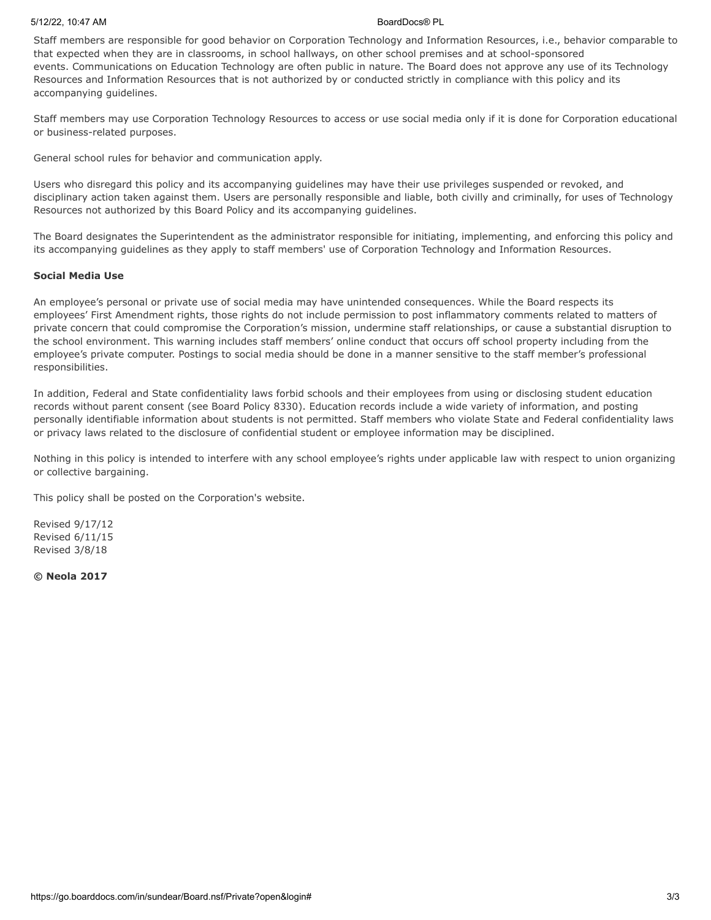Staff members are responsible for good behavior on Corporation Technology and Information Resources, i.e., behavior comparable to that expected when they are in classrooms, in school hallways, on other school premises and at school-sponsored events. Communications on Education Technology are often public in nature. The Board does not approve any use of its Technology Resources and Information Resources that is not authorized by or conducted strictly in compliance with this policy and its accompanying guidelines.

Staff members may use Corporation Technology Resources to access or use social media only if it is done for Corporation educational or business-related purposes.

General school rules for behavior and communication apply.

Users who disregard this policy and its accompanying guidelines may have their use privileges suspended or revoked, and disciplinary action taken against them. Users are personally responsible and liable, both civilly and criminally, for uses of Technology Resources not authorized by this Board Policy and its accompanying guidelines.

The Board designates the Superintendent as the administrator responsible for initiating, implementing, and enforcing this policy and its accompanying guidelines as they apply to staff members' use of Corporation Technology and Information Resources.

**Social Media Use**

An employee's personal or private use of social media may have unintended consequences. While the Board respects its employees' First Amendment rights, those rights do not include permission to post inflammatory comments related to matters of private concern that could compromise the Corporation's mission, undermine staff relationships, or cause a substantial disruption to the school environment. This warning includes staff members' online conduct that occurs off school property including from the employee's private computer. Postings to social media should be done in a manner sensitive to the staff member's professional responsibilities.

In addition, Federal and State confidentiality laws forbid schools and their employees from using or disclosing student education records without parent consent (see Board Policy 8330). Education records include a wide variety of information, and posting personally identifiable information about students is not permitted. Staff members who violate State and Federal confidentiality laws or privacy laws related to the disclosure of confidential student or employee information may be disciplined.

Nothing in this policy is intended to interfere with any school employee's rights under applicable law with respect to union organizing or collective bargaining.

This policy shall be posted on the Corporation's website.

Revised 9/17/12
Revised 6/11/15
Revised 3/8/18

**© Neola 2017**